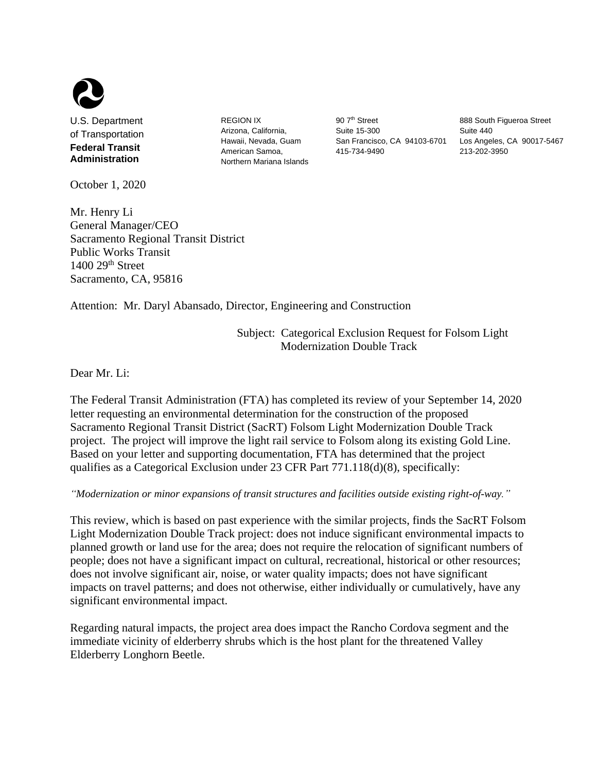U.S. Department
of Transportation
**Federal Transit Administration**

REGION IX
Arizona, California,
Hawaii, Nevada, Guam
American Samoa,
Northern Mariana Islands

90 7th Street
Suite 15-300
San Francisco, CA 94103-6701
415-734-9490

888 South Figueroa Street
Suite 440
Los Angeles, CA 90017-5467
213-202-3950

October 1, 2020

Mr. Henry Li
General Manager/CEO
Sacramento Regional Transit District
Public Works Transit
1400 29th Street
Sacramento, CA, 95816

Attention: Mr. Daryl Abansado, Director, Engineering and Construction

Subject: Categorical Exclusion Request for Folsom Light Modernization Double Track

Dear Mr. Li:

The Federal Transit Administration (FTA) has completed its review of your September 14, 2020 letter requesting an environmental determination for the construction of the proposed Sacramento Regional Transit District (SacRT) Folsom Light Modernization Double Track project. The project will improve the light rail service to Folsom along its existing Gold Line. Based on your letter and supporting documentation, FTA has determined that the project qualifies as a Categorical Exclusion under 23 CFR Part 771.118(d)(8), specifically:

*"Modernization or minor expansions of transit structures and facilities outside existing right-of-way."*

This review, which is based on past experience with the similar projects, finds the SacRT Folsom Light Modernization Double Track project: does not induce significant environmental impacts to planned growth or land use for the area; does not require the relocation of significant numbers of people; does not have a significant impact on cultural, recreational, historical or other resources; does not involve significant air, noise, or water quality impacts; does not have significant impacts on travel patterns; and does not otherwise, either individually or cumulatively, have any significant environmental impact.

Regarding natural impacts, the project area does impact the Rancho Cordova segment and the immediate vicinity of elderberry shrubs which is the host plant for the threatened Valley Elderberry Longhorn Beetle.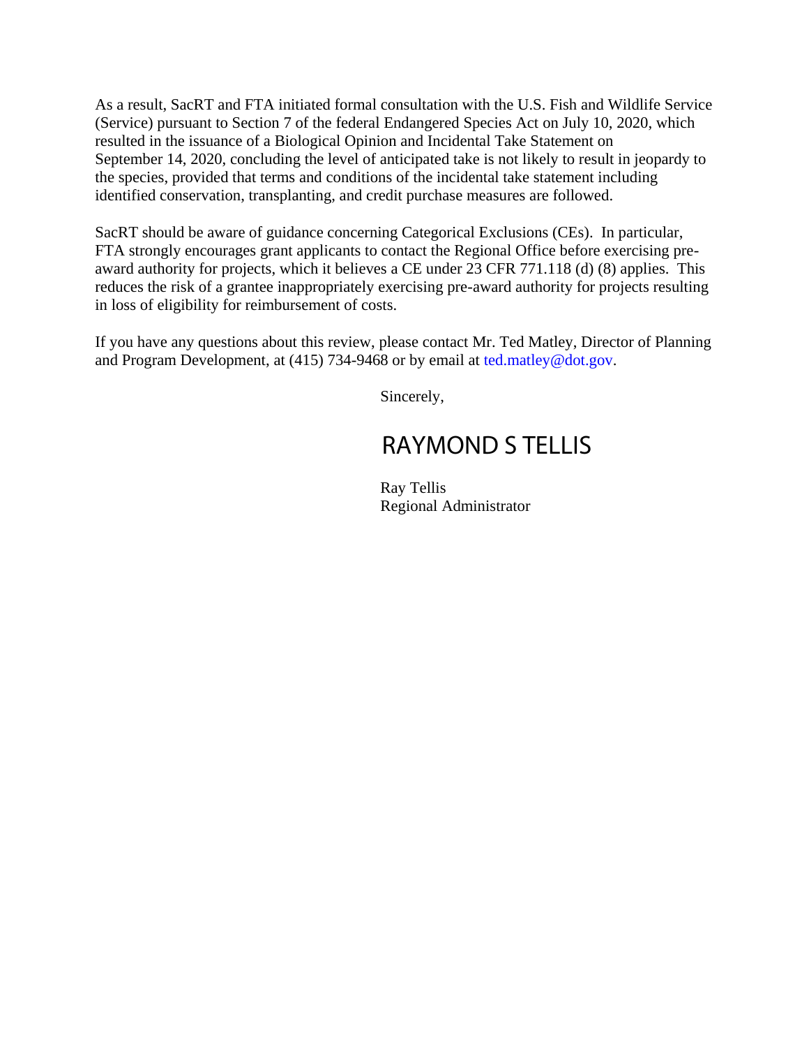As a result, SacRT and FTA initiated formal consultation with the U.S. Fish and Wildlife Service (Service) pursuant to Section 7 of the federal Endangered Species Act on July 10, 2020, which resulted in the issuance of a Biological Opinion and Incidental Take Statement on September 14, 2020, concluding the level of anticipated take is not likely to result in jeopardy to the species, provided that terms and conditions of the incidental take statement including identified conservation, transplanting, and credit purchase measures are followed.

SacRT should be aware of guidance concerning Categorical Exclusions (CEs). In particular, FTA strongly encourages grant applicants to contact the Regional Office before exercising pre-award authority for projects, which it believes a CE under 23 CFR 771.118 (d) (8) applies. This reduces the risk of a grantee inappropriately exercising pre-award authority for projects resulting in loss of eligibility for reimbursement of costs.

If you have any questions about this review, please contact Mr. Ted Matley, Director of Planning and Program Development, at (415) 734-9468 or by email at ted.matley@dot.gov.

Sincerely,

RAYMOND S TELLIS

Ray Tellis
Regional Administrator